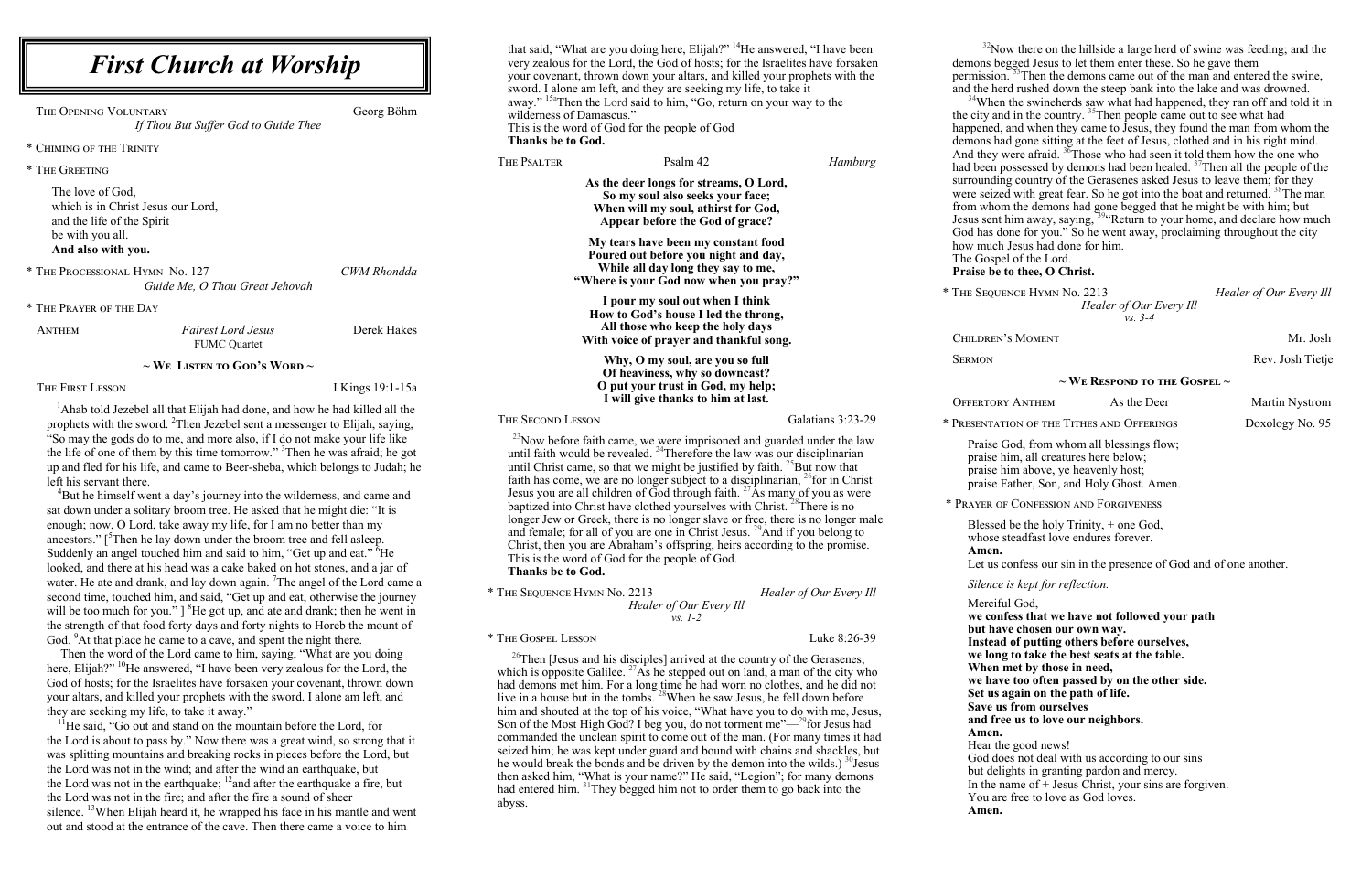# First Church at Worship

The Opening Voluntary — Georg Böhm
*If Thou But Suffer God to Guide Thee*

\* Chiming of the Trinity

\* The Greeting

The love of God,
which is in Christ Jesus our Lord,
and the life of the Spirit
be with you all.
**And also with you.**

\* The Processional Hymn No. 127 — *CWM Rhondda*
*Guide Me, O Thou Great Jehovah*

\* The Prayer of the Day

Anthem — *Fairest Lord Jesus* — Derek Hakes
FUMC Quartet

## ~ We Listen to God's Word ~

The First Lesson — I Kings 19:1-15a

[1]Ahab told Jezebel all that Elijah had done, and how he had killed all the prophets with the sword. [2]Then Jezebel sent a messenger to Elijah, saying, "So may the gods do to me, and more also, if I do not make your life like the life of one of them by this time tomorrow." [3]Then he was afraid; he got up and fled for his life, and came to Beer-sheba, which belongs to Judah; he left his servant there.

[4]But he himself went a day's journey into the wilderness, and came and sat down under a solitary broom tree. He asked that he might die: "It is enough; now, O Lord, take away my life, for I am no better than my ancestors." [[5]Then he lay down under the broom tree and fell asleep. Suddenly an angel touched him and said to him, "Get up and eat." [6]He looked, and there at his head was a cake baked on hot stones, and a jar of water. He ate and drank, and lay down again. [7]The angel of the Lord came a second time, touched him, and said, "Get up and eat, otherwise the journey will be too much for you." ] [8]He got up, and ate and drank; then he went in the strength of that food forty days and forty nights to Horeb the mount of God. [9]At that place he came to a cave, and spent the night there.

Then the word of the Lord came to him, saying, "What are you doing here, Elijah?" [10]He answered, "I have been very zealous for the Lord, the God of hosts; for the Israelites have forsaken your covenant, thrown down your altars, and killed your prophets with the sword. I alone am left, and they are seeking my life, to take it away."

[11]He said, "Go out and stand on the mountain before the Lord, for the Lord is about to pass by." Now there was a great wind, so strong that it was splitting mountains and breaking rocks in pieces before the Lord, but the Lord was not in the wind; and after the wind an earthquake, but the Lord was not in the earthquake; [12]and after the earthquake a fire, but the Lord was not in the fire; and after the fire a sound of sheer silence. [13]When Elijah heard it, he wrapped his face in his mantle and went out and stood at the entrance of the cave. Then there came a voice to him that said, "What are you doing here, Elijah?" [14]He answered, "I have been very zealous for the Lord, the God of hosts; for the Israelites have forsaken your covenant, thrown down your altars, and killed your prophets with the sword. I alone am left, and they are seeking my life, to take it away." [15a]Then the Lord said to him, "Go, return on your way to the wilderness of Damascus."
This is the word of God for the people of God
**Thanks be to God.**

The Psalter — Psalm 42 — *Hamburg*

**As the deer longs for streams, O Lord,**
**So my soul also seeks your face;**
**When will my soul, athirst for God,**
**Appear before the God of grace?**

**My tears have been my constant food**
**Poured out before you night and day,**
**While all day long they say to me,**
**"Where is your God now when you pray?"**

**I pour my soul out when I think**
**How to God's house I led the throng,**
**All those who keep the holy days**
**With voice of prayer and thankful song.**

**Why, O my soul, are you so full**
**Of heaviness, why so downcast?**
**O put your trust in God, my help;**
**I will give thanks to him at last.**

The Second Lesson — Galatians 3:23-29

[23]Now before faith came, we were imprisoned and guarded under the law until faith would be revealed. [24]Therefore the law was our disciplinarian until Christ came, so that we might be justified by faith. [25]But now that faith has come, we are no longer subject to a disciplinarian, [26]for in Christ Jesus you are all children of God through faith. [27]As many of you as were baptized into Christ have clothed yourselves with Christ. [28]There is no longer Jew or Greek, there is no longer slave or free, there is no longer male and female; for all of you are one in Christ Jesus. [29]And if you belong to Christ, then you are Abraham's offspring, heirs according to the promise.
This is the word of God for the people of God.
**Thanks be to God.**

\* The Sequence Hymn No. 2213 — *Healer of Our Every Ill*
*Healer of Our Every Ill*
*vs. 1-2*

\* The Gospel Lesson — Luke 8:26-39

[26]Then [Jesus and his disciples] arrived at the country of the Gerasenes, which is opposite Galilee. [27]As he stepped out on land, a man of the city who had demons met him. For a long time he had worn no clothes, and he did not live in a house but in the tombs. [28]When he saw Jesus, he fell down before him and shouted at the top of his voice, "What have you to do with me, Jesus, Son of the Most High God? I beg you, do not torment me"—[29]for Jesus had commanded the unclean spirit to come out of the man. (For many times it had seized him; he was kept under guard and bound with chains and shackles, but he would break the bonds and be driven by the demon into the wilds.) [30]Jesus then asked him, "What is your name?" He said, "Legion"; for many demons had entered him. [31]They begged him not to order them to go back into the abyss.

[32]Now there on the hillside a large herd of swine was feeding; and the demons begged Jesus to let them enter these. So he gave them permission. [33]Then the demons came out of the man and entered the swine, and the herd rushed down the steep bank into the lake and was drowned.

[34]When the swineherds saw what had happened, they ran off and told it in the city and in the country. [35]Then people came out to see what had happened, and when they came to Jesus, they found the man from whom the demons had gone sitting at the feet of Jesus, clothed and in his right mind. And they were afraid. [36]Those who had seen it told them how the one who had been possessed by demons had been healed. [37]Then all the people of the surrounding country of the Gerasenes asked Jesus to leave them; for they were seized with great fear. So he got into the boat and returned. [38]The man from whom the demons had gone begged that he might be with him; but Jesus sent him away, saying, [39]"Return to your home, and declare how much God has done for you." So he went away, proclaiming throughout the city how much Jesus had done for him.
The Gospel of the Lord.
**Praise be to thee, O Christ.**

\* The Sequence Hymn No. 2213 — *Healer of Our Every Ill*
*Healer of Our Every Ill*
*vs. 3-4*

Children's Moment — Mr. Josh

Sermon — Rev. Josh Tietje

## ~ We Respond to the Gospel ~

Offertory Anthem — As the Deer — Martin Nystrom

\* Presentation of the Tithes and Offerings — Doxology No. 95

Praise God, from whom all blessings flow;
praise him, all creatures here below;
praise him above, ye heavenly host;
praise Father, Son, and Holy Ghost. Amen.

\* Prayer of Confession and Forgiveness

Blessed be the holy Trinity, + one God,
whose steadfast love endures forever.
**Amen.**
Let us confess our sin in the presence of God and of one another.

*Silence is kept for reflection.*

Merciful God,
**we confess that we have not followed your path**
**but have chosen our own way.**
**Instead of putting others before ourselves,**
**we long to take the best seats at the table.**
**When met by those in need,**
**we have too often passed by on the other side.**
**Set us again on the path of life.**
**Save us from ourselves**
**and free us to love our neighbors.**
**Amen.**
Hear the good news!
God does not deal with us according to our sins
but delights in granting pardon and mercy.
In the name of + Jesus Christ, your sins are forgiven.
You are free to love as God loves.
**Amen.**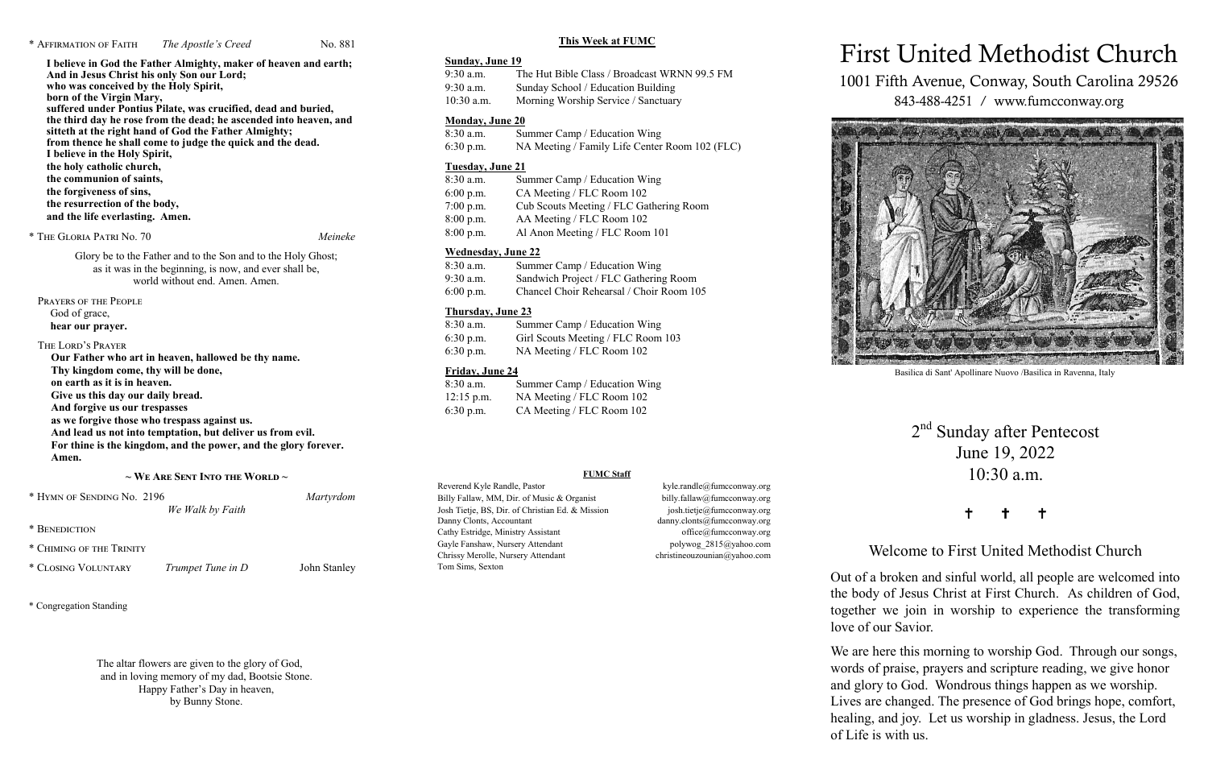\* Affirmation of Faith *The Apostle's Creed* No. 881

**I believe in God the Father Almighty, maker of heaven and earth;**
**And in Jesus Christ his only Son our Lord;**
**who was conceived by the Holy Spirit,**
**born of the Virgin Mary,**
**suffered under Pontius Pilate, was crucified, dead and buried,**
**the third day he rose from the dead; he ascended into heaven, and**
**sitteth at the right hand of God the Father Almighty;**
**from thence he shall come to judge the quick and the dead.**
**I believe in the Holy Spirit,**
**the holy catholic church,**
**the communion of saints,**
**the forgiveness of sins,**
**the resurrection of the body,**
**and the life everlasting. Amen.**

\* The Gloria Patri No. 70 *Meineke*

Glory be to the Father and to the Son and to the Holy Ghost;
as it was in the beginning, is now, and ever shall be,
world without end. Amen. Amen.

Prayers of the People
God of grace,
**hear our prayer.**

The Lord's Prayer
**Our Father who art in heaven, hallowed be thy name.**
**Thy kingdom come, thy will be done,**
**on earth as it is in heaven.**
**Give us this day our daily bread.**
**And forgive us our trespasses**
**as we forgive those who trespass against us.**
**And lead us not into temptation, but deliver us from evil.**
**For thine is the kingdom, and the power, and the glory forever.**
**Amen.**

**~ We Are Sent Into the World ~**

\* Hymn of Sending No. 2196 *Martyrdom*
*We Walk by Faith*

\* Benediction

\* Chiming of the Trinity

\* Closing Voluntary *Trumpet Tune in D* John Stanley

\* Congregation Standing

The altar flowers are given to the glory of God,
and in loving memory of my dad, Bootsie Stone.
Happy Father's Day in heaven,
by Bunny Stone.

## This Week at FUMC

**Sunday, June 19**
9:30 a.m. The Hut Bible Class / Broadcast WRNN 99.5 FM
9:30 a.m. Sunday School / Education Building
10:30 a.m. Morning Worship Service / Sanctuary

**Monday, June 20**
8:30 a.m. Summer Camp / Education Wing
6:30 p.m. NA Meeting / Family Life Center Room 102 (FLC)

**Tuesday, June 21**
8:30 a.m. Summer Camp / Education Wing
6:00 p.m. CA Meeting / FLC Room 102
7:00 p.m. Cub Scouts Meeting / FLC Gathering Room
8:00 p.m. AA Meeting / FLC Room 102
8:00 p.m. Al Anon Meeting / FLC Room 101

**Wednesday, June 22**
8:30 a.m. Summer Camp / Education Wing
9:30 a.m. Sandwich Project / FLC Gathering Room
6:00 p.m. Chancel Choir Rehearsal / Choir Room 105

**Thursday, June 23**
8:30 a.m. Summer Camp / Education Wing
6:30 p.m. Girl Scouts Meeting / FLC Room 103
6:30 p.m. NA Meeting / FLC Room 102

**Friday, June 24**
8:30 a.m. Summer Camp / Education Wing
12:15 p.m. NA Meeting / FLC Room 102
6:30 p.m. CA Meeting / FLC Room 102

**FUMC Staff**

| | |
|---|---|
| Reverend Kyle Randle, Pastor | kyle.randle@fumcconway.org |
| Billy Fallaw, MM, Dir. of Music & Organist | billy.fallaw@fumcconway.org |
| Josh Tietje, BS, Dir. of Christian Ed. & Mission | josh.tietje@fumcconway.org |
| Danny Clonts, Accountant | danny.clonts@fumcconway.org |
| Cathy Estridge, Ministry Assistant | office@fumcconway.org |
| Gayle Fanshaw, Nursery Attendant | polywog_2815@yahoo.com |
| Chrissy Merolle, Nursery Attendant | christineouzounian@yahoo.com |
| Tom Sims, Sexton | |

# First United Methodist Church

1001 Fifth Avenue, Conway, South Carolina 29526
843-488-4251 / www.fumcconway.org

Basilica di Sant' Apollinare Nuovo /Basilica in Ravenna, Italy

2nd Sunday after Pentecost
June 19, 2022
10:30 a.m.

✝ ✝ ✝

## Welcome to First United Methodist Church

Out of a broken and sinful world, all people are welcomed into the body of Jesus Christ at First Church. As children of God, together we join in worship to experience the transforming love of our Savior.

We are here this morning to worship God. Through our songs, words of praise, prayers and scripture reading, we give honor and glory to God. Wondrous things happen as we worship. Lives are changed. The presence of God brings hope, comfort, healing, and joy. Let us worship in gladness. Jesus, the Lord of Life is with us.